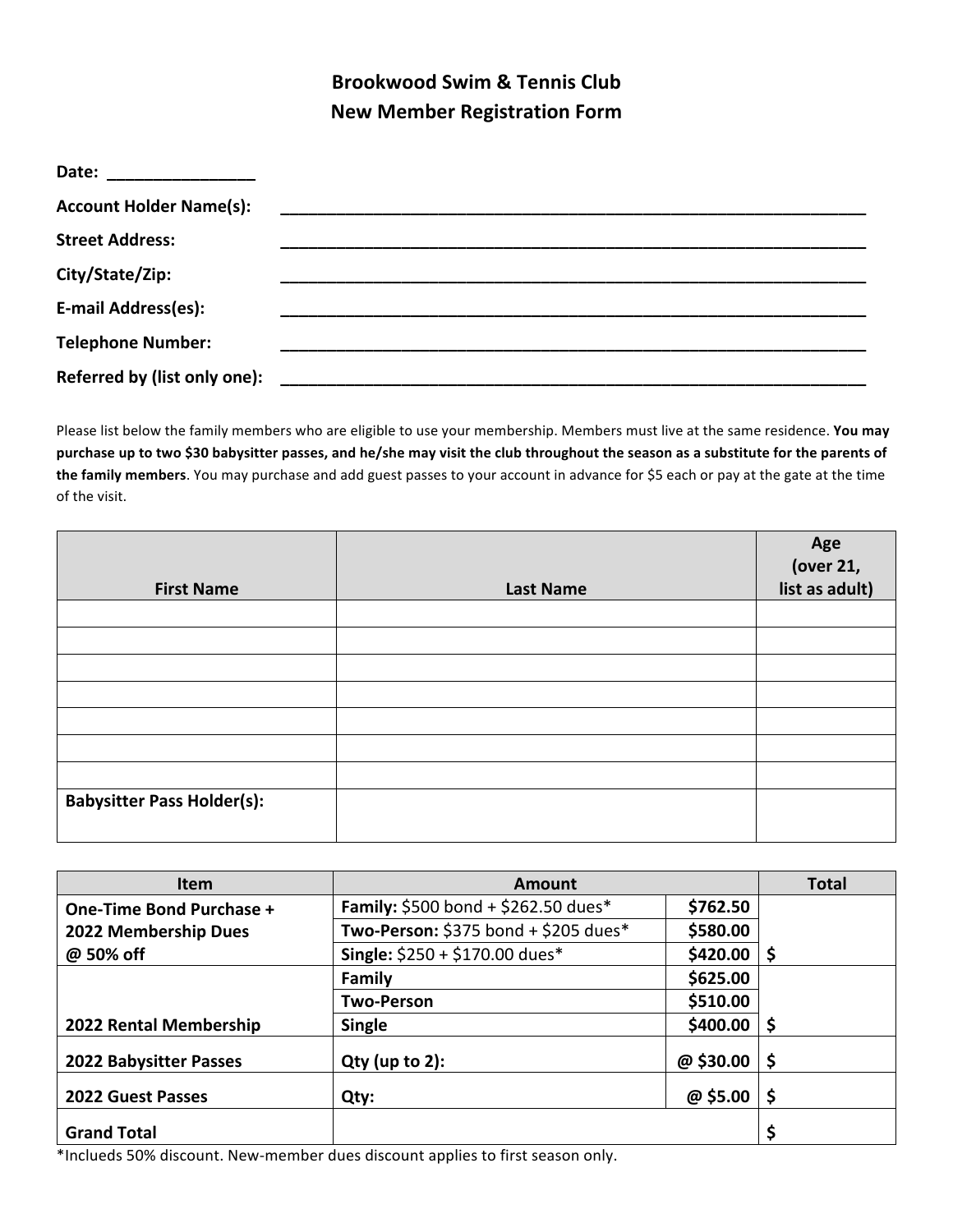# Brookwood Swim & Tennis Club
## New Member Registration Form

**Date:** ________________

**Account Holder Name(s):** ____________________________________________

**Street Address:** ____________________________________________

**City/State/Zip:** ____________________________________________

**E-mail Address(es):** ____________________________________________

**Telephone Number:** ____________________________________________

**Referred by (list only one):** ____________________________________________

Please list below the family members who are eligible to use your membership. Members must live at the same residence. **You may purchase up to two $30 babysitter passes, and he/she may visit the club throughout the season as a substitute for the parents of the family members**. You may purchase and add guest passes to your account in advance for $5 each or pay at the gate at the time of the visit.

| First Name | Last Name | Age (over 21, list as adult) |
|---|---|---|
| | | |
| | | |
| | | |
| | | |
| | | |
| | | |
| | | |
| **Babysitter Pass Holder(s):** | | |

| Item | Amount | | Total |
|---|---|---|---|
| **One-Time Bond Purchase + 2022 Membership Dues @ 50% off** | **Family:** $500 bond + $262.50 dues* | **$762.50** | |
| | **Two-Person:** $375 bond + $205 dues* | **$580.00** | |
| | **Single:** $250 + $170.00 dues* | **$420.00** | **$** |
| **2022 Rental Membership** | **Family** | **$625.00** | |
| | **Two-Person** | **$510.00** | |
| | **Single** | **$400.00** | **$** |
| **2022 Babysitter Passes** | **Qty (up to 2):** | **@ $30.00** | **$** |
| **2022 Guest Passes** | **Qty:** | **@ $5.00** | **$** |
| **Grand Total** | | | **$** |

*Inclueds 50% discount. New-member dues discount applies to first season only.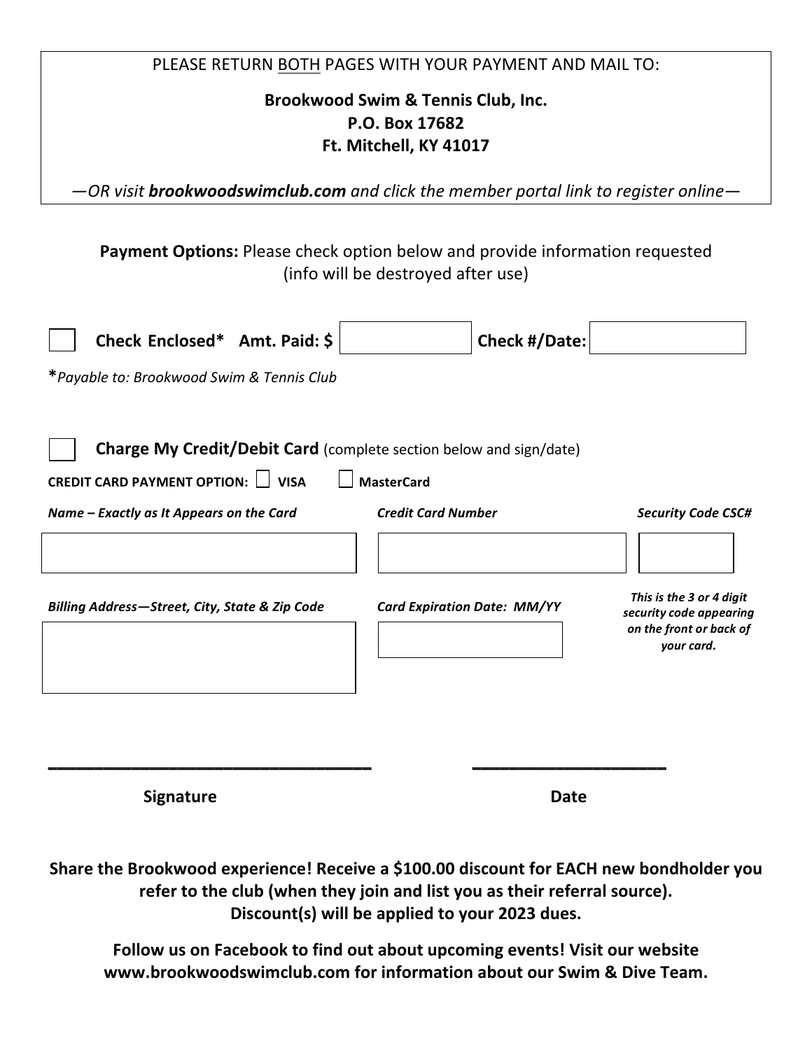PLEASE RETURN BOTH PAGES WITH YOUR PAYMENT AND MAIL TO:

**Brookwood Swim & Tennis Club, Inc.**
**P.O. Box 17682**
**Ft. Mitchell, KY 41017**

*—OR visit **brookwoodswimclub.com** and click the member portal link to register online—*

**Payment Options:** Please check option below and provide information requested (info will be destroyed after use)

☐ **Check Enclosed\*** **Amt. Paid: $** ______ **Check #/Date:** ______

**\***_Payable to: Brookwood Swim & Tennis Club_

☐ **Charge My Credit/Debit Card** (complete section below and sign/date)

**CREDIT CARD PAYMENT OPTION:** ☐ **VISA** ☐ **MasterCard**

| *Name – Exactly as It Appears on the Card* | *Credit Card Number* | *Security Code CSC#* |
| --- | --- | --- |
| | | |

| *Billing Address—Street, City, State & Zip Code* | *Card Expiration Date: MM/YY* | *This is the 3 or 4 digit security code appearing on the front or back of your card.* |
| --- | --- | --- |
| | | |

________________________________ ____________________

**Signature** **Date**

**Share the Brookwood experience! Receive a $100.00 discount for EACH new bondholder you refer to the club (when they join and list you as their referral source). Discount(s) will be applied to your 2023 dues.**

**Follow us on Facebook to find out about upcoming events! Visit our website www.brookwoodswimclub.com for information about our Swim & Dive Team.**